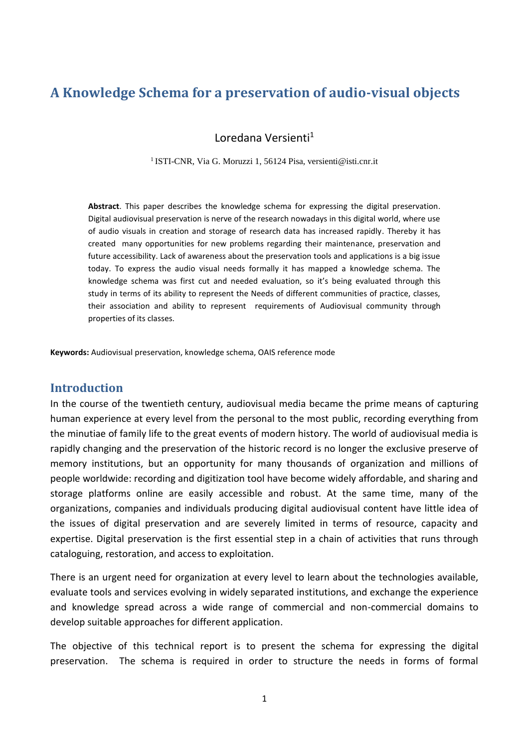# A Knowledge Schema for a preservation of audio-visual objects

Loredana Versienti[1]

[1] ISTI-CNR, Via G. Moruzzi 1, 56124 Pisa, versienti@isti.cnr.it

**Abstract**. This paper describes the knowledge schema for expressing the digital preservation. Digital audiovisual preservation is nerve of the research nowadays in this digital world, where use of audio visuals in creation and storage of research data has increased rapidly. Thereby it has created many opportunities for new problems regarding their maintenance, preservation and future accessibility. Lack of awareness about the preservation tools and applications is a big issue today. To express the audio visual needs formally it has mapped a knowledge schema. The knowledge schema was first cut and needed evaluation, so it's being evaluated through this study in terms of its ability to represent the Needs of different communities of practice, classes, their association and ability to represent requirements of Audiovisual community through properties of its classes.

**Keywords:** Audiovisual preservation, knowledge schema, OAIS reference mode

## Introduction

In the course of the twentieth century, audiovisual media became the prime means of capturing human experience at every level from the personal to the most public, recording everything from the minutiae of family life to the great events of modern history. The world of audiovisual media is rapidly changing and the preservation of the historic record is no longer the exclusive preserve of memory institutions, but an opportunity for many thousands of organization and millions of people worldwide: recording and digitization tool have become widely affordable, and sharing and storage platforms online are easily accessible and robust. At the same time, many of the organizations, companies and individuals producing digital audiovisual content have little idea of the issues of digital preservation and are severely limited in terms of resource, capacity and expertise. Digital preservation is the first essential step in a chain of activities that runs through cataloguing, restoration, and access to exploitation.

There is an urgent need for organization at every level to learn about the technologies available, evaluate tools and services evolving in widely separated institutions, and exchange the experience and knowledge spread across a wide range of commercial and non-commercial domains to develop suitable approaches for different application.

The objective of this technical report is to present the schema for expressing the digital preservation. The schema is required in order to structure the needs in forms of formal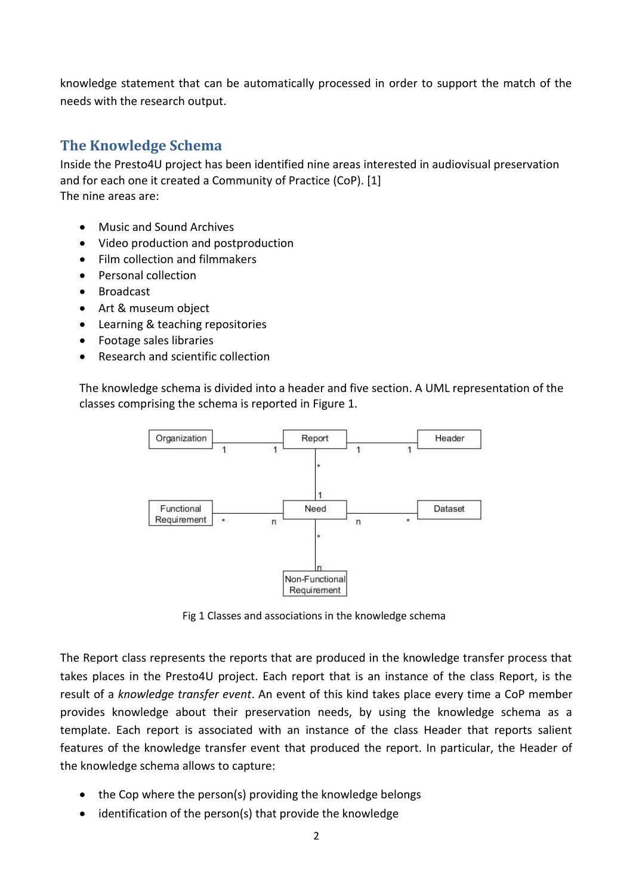knowledge statement that can be automatically processed in order to support the match of the needs with the research output.

## The Knowledge Schema

Inside the Presto4U project has been identified nine areas interested in audiovisual preservation and for each one it created a Community of Practice (CoP). [1]
The nine areas are:

- Music and Sound Archives
- Video production and postproduction
- Film collection and filmmakers
- Personal collection
- Broadcast
- Art & museum object
- Learning & teaching repositories
- Footage sales libraries
- Research and scientific collection

The knowledge schema is divided into a header and five section. A UML representation of the classes comprising the schema is reported in Figure 1.

Fig 1 Classes and associations in the knowledge schema

The Report class represents the reports that are produced in the knowledge transfer process that takes places in the Presto4U project. Each report that is an instance of the class Report, is the result of a *knowledge transfer event*. An event of this kind takes place every time a CoP member provides knowledge about their preservation needs, by using the knowledge schema as a template. Each report is associated with an instance of the class Header that reports salient features of the knowledge transfer event that produced the report. In particular, the Header of the knowledge schema allows to capture:

- the Cop where the person(s) providing the knowledge belongs
- identification of the person(s) that provide the knowledge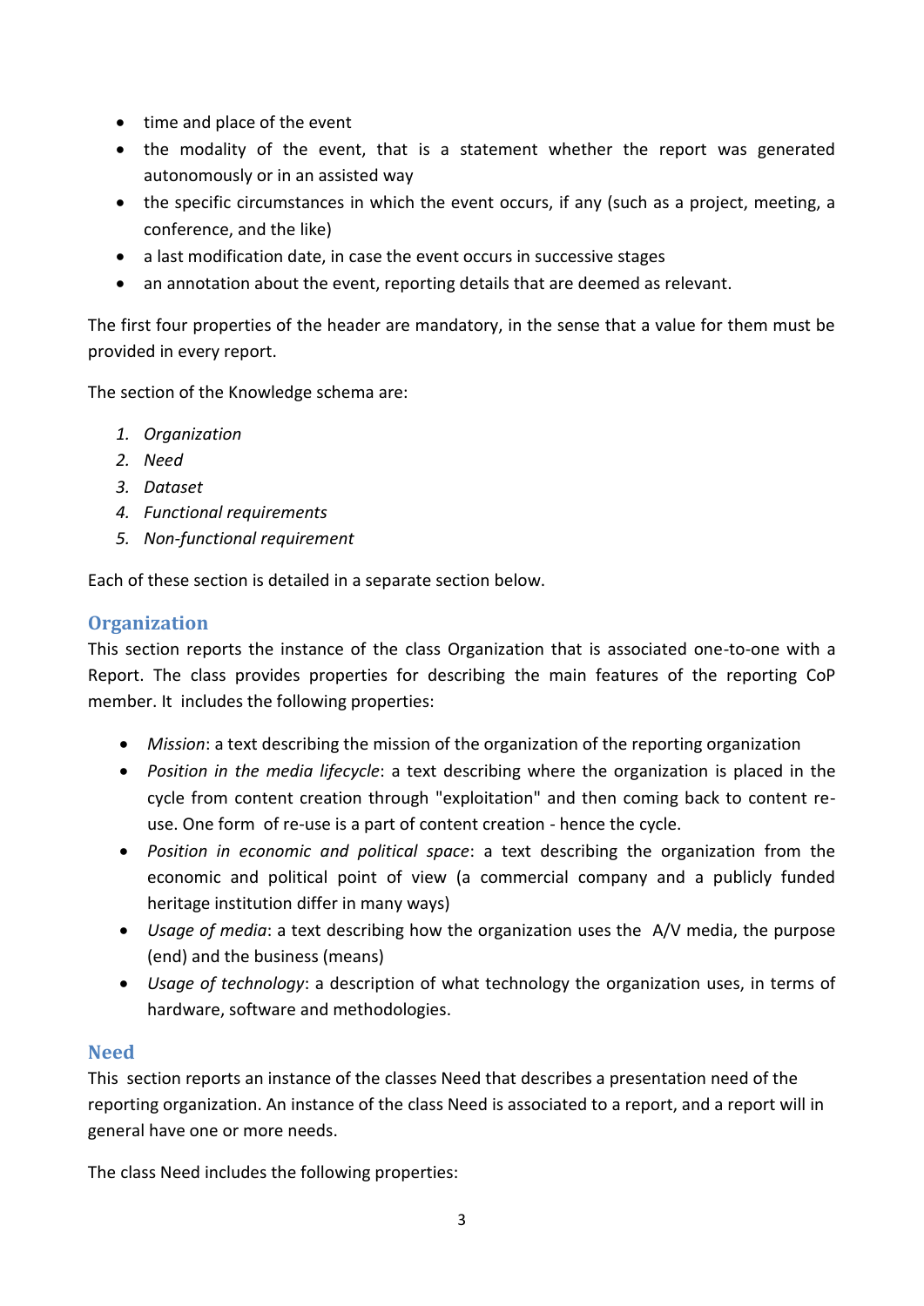- time and place of the event
- the modality of the event, that is a statement whether the report was generated autonomously or in an assisted way
- the specific circumstances in which the event occurs, if any (such as a project, meeting, a conference, and the like)
- a last modification date, in case the event occurs in successive stages
- an annotation about the event, reporting details that are deemed as relevant.

The first four properties of the header are mandatory, in the sense that a value for them must be provided in every report.

The section of the Knowledge schema are:

1. *Organization*
2. *Need*
3. *Dataset*
4. *Functional requirements*
5. *Non-functional requirement*

Each of these section is detailed in a separate section below.

## Organization

This section reports the instance of the class Organization that is associated one-to-one with a Report. The class provides properties for describing the main features of the reporting CoP member. It includes the following properties:

- *Mission*: a text describing the mission of the organization of the reporting organization
- *Position in the media lifecycle*: a text describing where the organization is placed in the cycle from content creation through "exploitation" and then coming back to content re-use. One form of re-use is a part of content creation - hence the cycle.
- *Position in economic and political space*: a text describing the organization from the economic and political point of view (a commercial company and a publicly funded heritage institution differ in many ways)
- *Usage of media*: a text describing how the organization uses the A/V media, the purpose (end) and the business (means)
- *Usage of technology*: a description of what technology the organization uses, in terms of hardware, software and methodologies.

## Need

This section reports an instance of the classes Need that describes a presentation need of the reporting organization. An instance of the class Need is associated to a report, and a report will in general have one or more needs.

The class Need includes the following properties: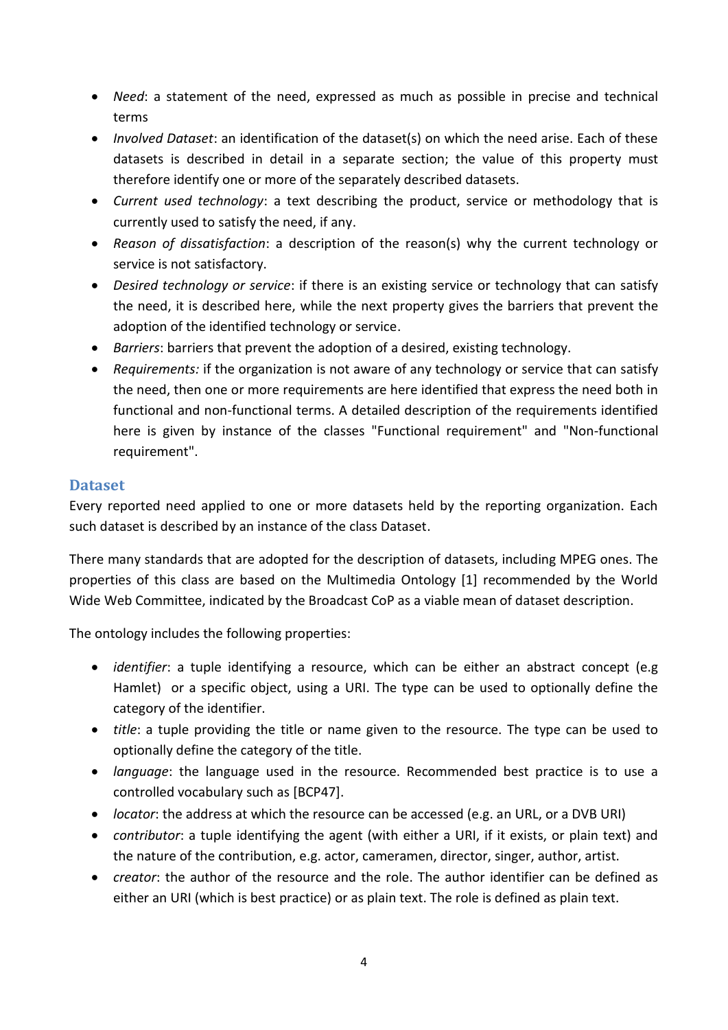- *Need*: a statement of the need, expressed as much as possible in precise and technical terms
- *Involved Dataset*: an identification of the dataset(s) on which the need arise. Each of these datasets is described in detail in a separate section; the value of this property must therefore identify one or more of the separately described datasets.
- *Current used technology*: a text describing the product, service or methodology that is currently used to satisfy the need, if any.
- *Reason of dissatisfaction*: a description of the reason(s) why the current technology or service is not satisfactory.
- *Desired technology or service*: if there is an existing service or technology that can satisfy the need, it is described here, while the next property gives the barriers that prevent the adoption of the identified technology or service.
- *Barriers*: barriers that prevent the adoption of a desired, existing technology.
- *Requirements:* if the organization is not aware of any technology or service that can satisfy the need, then one or more requirements are here identified that express the need both in functional and non-functional terms. A detailed description of the requirements identified here is given by instance of the classes "Functional requirement" and "Non-functional requirement".

## Dataset

Every reported need applied to one or more datasets held by the reporting organization. Each such dataset is described by an instance of the class Dataset.

There many standards that are adopted for the description of datasets, including MPEG ones. The properties of this class are based on the Multimedia Ontology [1] recommended by the World Wide Web Committee, indicated by the Broadcast CoP as a viable mean of dataset description.

The ontology includes the following properties:

- *identifier*: a tuple identifying a resource, which can be either an abstract concept (e.g Hamlet) or a specific object, using a URI. The type can be used to optionally define the category of the identifier.
- *title*: a tuple providing the title or name given to the resource. The type can be used to optionally define the category of the title.
- *language*: the language used in the resource. Recommended best practice is to use a controlled vocabulary such as [BCP47].
- *locator*: the address at which the resource can be accessed (e.g. an URL, or a DVB URI)
- *contributor*: a tuple identifying the agent (with either a URI, if it exists, or plain text) and the nature of the contribution, e.g. actor, cameramen, director, singer, author, artist.
- *creator*: the author of the resource and the role. The author identifier can be defined as either an URI (which is best practice) or as plain text. The role is defined as plain text.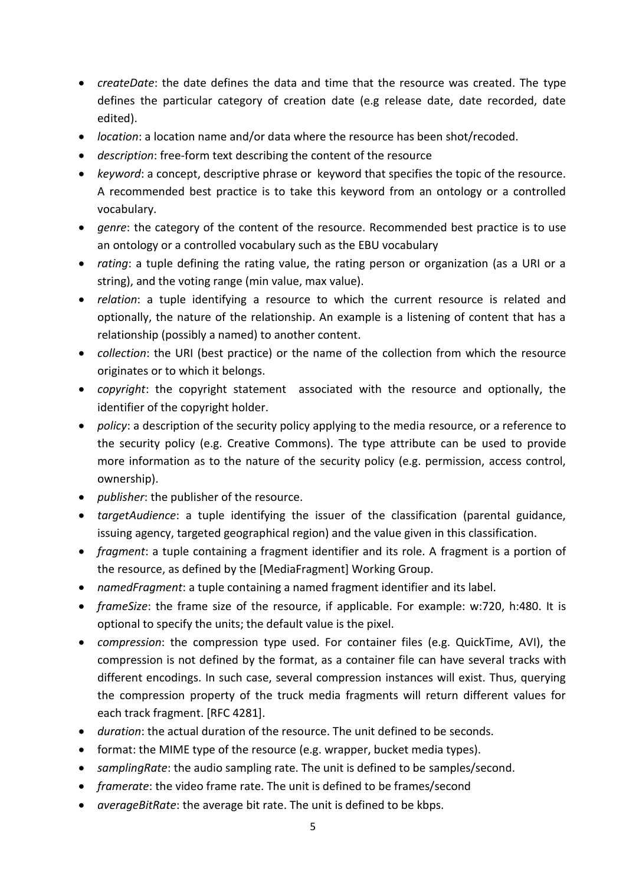- *createDate*: the date defines the data and time that the resource was created. The type defines the particular category of creation date (e.g release date, date recorded, date edited).
- *location*: a location name and/or data where the resource has been shot/recoded.
- *description*: free-form text describing the content of the resource
- *keyword*: a concept, descriptive phrase or keyword that specifies the topic of the resource. A recommended best practice is to take this keyword from an ontology or a controlled vocabulary.
- *genre*: the category of the content of the resource. Recommended best practice is to use an ontology or a controlled vocabulary such as the EBU vocabulary
- *rating*: a tuple defining the rating value, the rating person or organization (as a URI or a string), and the voting range (min value, max value).
- *relation*: a tuple identifying a resource to which the current resource is related and optionally, the nature of the relationship. An example is a listening of content that has a relationship (possibly a named) to another content.
- *collection*: the URI (best practice) or the name of the collection from which the resource originates or to which it belongs.
- *copyright*: the copyright statement associated with the resource and optionally, the identifier of the copyright holder.
- *policy*: a description of the security policy applying to the media resource, or a reference to the security policy (e.g. Creative Commons). The type attribute can be used to provide more information as to the nature of the security policy (e.g. permission, access control, ownership).
- *publisher*: the publisher of the resource.
- *targetAudience*: a tuple identifying the issuer of the classification (parental guidance, issuing agency, targeted geographical region) and the value given in this classification.
- *fragment*: a tuple containing a fragment identifier and its role. A fragment is a portion of the resource, as defined by the [MediaFragment] Working Group.
- *namedFragment*: a tuple containing a named fragment identifier and its label.
- *frameSize*: the frame size of the resource, if applicable. For example: w:720, h:480. It is optional to specify the units; the default value is the pixel.
- *compression*: the compression type used. For container files (e.g. QuickTime, AVI), the compression is not defined by the format, as a container file can have several tracks with different encodings. In such case, several compression instances will exist. Thus, querying the compression property of the truck media fragments will return different values for each track fragment. [RFC 4281].
- *duration*: the actual duration of the resource. The unit defined to be seconds.
- format: the MIME type of the resource (e.g. wrapper, bucket media types).
- *samplingRate*: the audio sampling rate. The unit is defined to be samples/second.
- *framerate*: the video frame rate. The unit is defined to be frames/second
- *averageBitRate*: the average bit rate. The unit is defined to be kbps.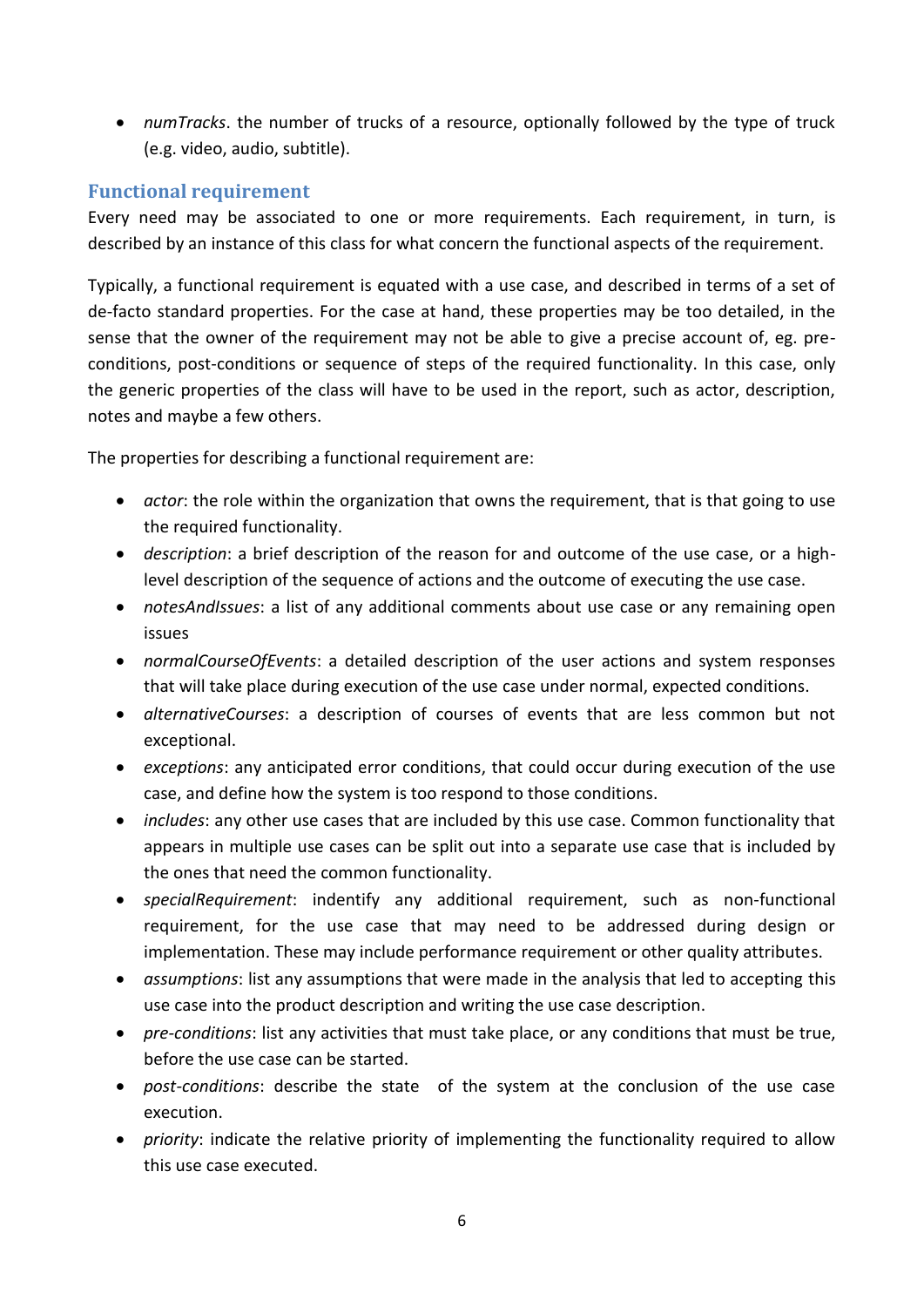- *numTracks*. the number of trucks of a resource, optionally followed by the type of truck (e.g. video, audio, subtitle).

## Functional requirement

Every need may be associated to one or more requirements. Each requirement, in turn, is described by an instance of this class for what concern the functional aspects of the requirement.

Typically, a functional requirement is equated with a use case, and described in terms of a set of de-facto standard properties. For the case at hand, these properties may be too detailed, in the sense that the owner of the requirement may not be able to give a precise account of, eg. pre-conditions, post-conditions or sequence of steps of the required functionality. In this case, only the generic properties of the class will have to be used in the report, such as actor, description, notes and maybe a few others.

The properties for describing a functional requirement are:

- *actor*: the role within the organization that owns the requirement, that is that going to use the required functionality.
- *description*: a brief description of the reason for and outcome of the use case, or a high-level description of the sequence of actions and the outcome of executing the use case.
- *notesAndIssues*: a list of any additional comments about use case or any remaining open issues
- *normalCourseOfEvents*: a detailed description of the user actions and system responses that will take place during execution of the use case under normal, expected conditions.
- *alternativeCourses*: a description of courses of events that are less common but not exceptional.
- *exceptions*: any anticipated error conditions, that could occur during execution of the use case, and define how the system is too respond to those conditions.
- *includes*: any other use cases that are included by this use case. Common functionality that appears in multiple use cases can be split out into a separate use case that is included by the ones that need the common functionality.
- *specialRequirement*: indentify any additional requirement, such as non-functional requirement, for the use case that may need to be addressed during design or implementation. These may include performance requirement or other quality attributes.
- *assumptions*: list any assumptions that were made in the analysis that led to accepting this use case into the product description and writing the use case description.
- *pre-conditions*: list any activities that must take place, or any conditions that must be true, before the use case can be started.
- *post-conditions*: describe the state of the system at the conclusion of the use case execution.
- *priority*: indicate the relative priority of implementing the functionality required to allow this use case executed.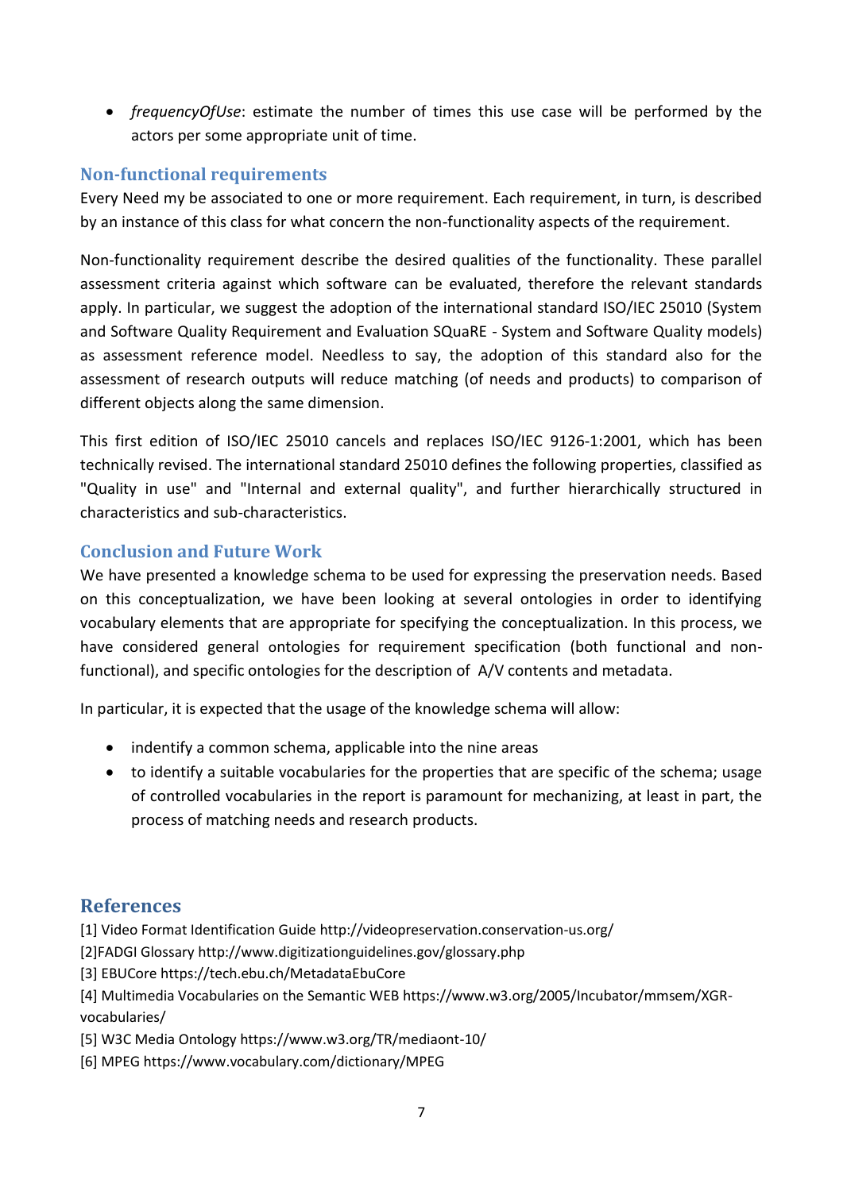- *frequencyOfUse*: estimate the number of times this use case will be performed by the actors per some appropriate unit of time.

## Non-functional requirements

Every Need my be associated to one or more requirement. Each requirement, in turn, is described by an instance of this class for what concern the non-functionality aspects of the requirement.

Non-functionality requirement describe the desired qualities of the functionality. These parallel assessment criteria against which software can be evaluated, therefore the relevant standards apply. In particular, we suggest the adoption of the international standard ISO/IEC 25010 (System and Software Quality Requirement and Evaluation SQuaRE - System and Software Quality models) as assessment reference model. Needless to say, the adoption of this standard also for the assessment of research outputs will reduce matching (of needs and products) to comparison of different objects along the same dimension.

This first edition of ISO/IEC 25010 cancels and replaces ISO/IEC 9126-1:2001, which has been technically revised. The international standard 25010 defines the following properties, classified as "Quality in use" and "Internal and external quality", and further hierarchically structured in characteristics and sub-characteristics.

## Conclusion and Future Work

We have presented a knowledge schema to be used for expressing the preservation needs. Based on this conceptualization, we have been looking at several ontologies in order to identifying vocabulary elements that are appropriate for specifying the conceptualization. In this process, we have considered general ontologies for requirement specification (both functional and non-functional), and specific ontologies for the description of A/V contents and metadata.

In particular, it is expected that the usage of the knowledge schema will allow:

- indentify a common schema, applicable into the nine areas
- to identify a suitable vocabularies for the properties that are specific of the schema; usage of controlled vocabularies in the report is paramount for mechanizing, at least in part, the process of matching needs and research products.

## References

[1] Video Format Identification Guide http://videopreservation.conservation-us.org/

[2]FADGI Glossary http://www.digitizationguidelines.gov/glossary.php

[3] EBUCore https://tech.ebu.ch/MetadataEbuCore

[4] Multimedia Vocabularies on the Semantic WEB https://www.w3.org/2005/Incubator/mmsem/XGR-vocabularies/

[5] W3C Media Ontology https://www.w3.org/TR/mediaont-10/

[6] MPEG https://www.vocabulary.com/dictionary/MPEG